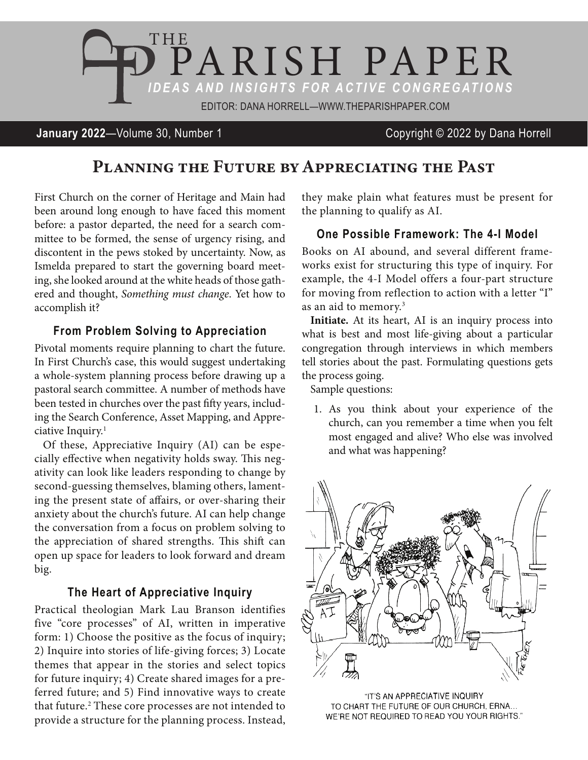# THE PARISH PAPER

*IDEAS AND INSIGHTS FOR ACTIVE CONGREGATIONS*

EDITOR: DANA HORRELL—WWW.THEPARISHPAPER.COM

**January 2022**—Volume 30, Number 1 Copyright © 2022 by Dana Horrell

## Planning the Future by Appreciating the Past

First Church on the corner of Heritage and Main had been around long enough to have faced this moment before: a pastor departed, the need for a search committee to be formed, the sense of urgency rising, and discontent in the pews stoked by uncertainty. Now, as Ismelda prepared to start the governing board meeting, she looked around at the white heads of those gathered and thought, *Something must change.* Yet how to accomplish it?

### From Problem Solving to Appreciation

Pivotal moments require planning to chart the future. In First Church's case, this would suggest undertaking a whole-system planning process before drawing up a pastoral search committee. A number of methods have been tested in churches over the past fifty years, including the Search Conference, Asset Mapping, and Appreciative Inquiry.[1]

Of these, Appreciative Inquiry (AI) can be especially effective when negativity holds sway. This negativity can look like leaders responding to change by second-guessing themselves, blaming others, lamenting the present state of affairs, or over-sharing their anxiety about the church's future. AI can help change the conversation from a focus on problem solving to the appreciation of shared strengths. This shift can open up space for leaders to look forward and dream big.

### The Heart of Appreciative Inquiry

Practical theologian Mark Lau Branson identifies five "core processes" of AI, written in imperative form: 1) Choose the positive as the focus of inquiry; 2) Inquire into stories of life-giving forces; 3) Locate themes that appear in the stories and select topics for future inquiry; 4) Create shared images for a preferred future; and 5) Find innovative ways to create that future.[2] These core processes are not intended to provide a structure for the planning process. Instead, they make plain what features must be present for the planning to qualify as AI.

### One Possible Framework: The 4-I Model

Books on AI abound, and several different frameworks exist for structuring this type of inquiry. For example, the 4-I Model offers a four-part structure for moving from reflection to action with a letter "I" as an aid to memory.[3]

**Initiate.** At its heart, AI is an inquiry process into what is best and most life-giving about a particular congregation through interviews in which members tell stories about the past. Formulating questions gets the process going.

Sample questions:

1. As you think about your experience of the church, can you remember a time when you felt most engaged and alive? Who else was involved and what was happening?

"IT'S AN APPRECIATIVE INQUIRY TO CHART THE FUTURE OF OUR CHURCH, ERNA... WE'RE NOT REQUIRED TO READ YOU YOUR RIGHTS."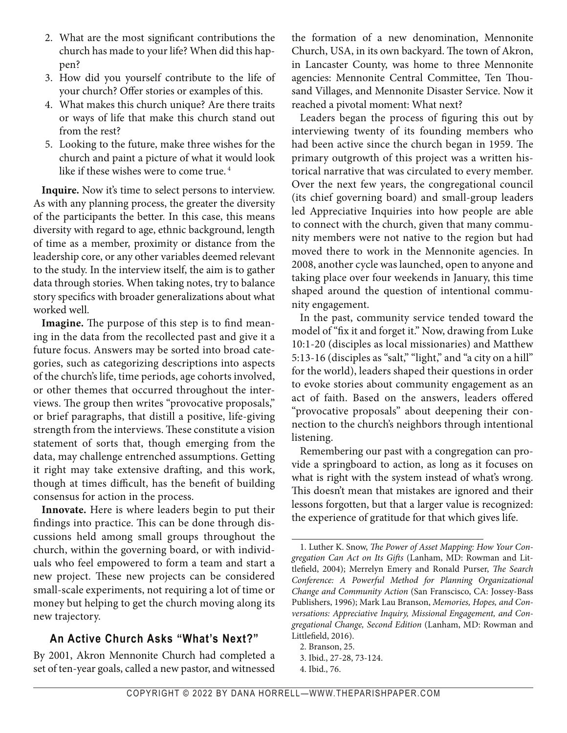2. What are the most significant contributions the church has made to your life? When did this happen?
3. How did you yourself contribute to the life of your church? Offer stories or examples of this.
4. What makes this church unique? Are there traits or ways of life that make this church stand out from the rest?
5. Looking to the future, make three wishes for the church and paint a picture of what it would look like if these wishes were to come true.[4]

**Inquire.** Now it's time to select persons to interview. As with any planning process, the greater the diversity of the participants the better. In this case, this means diversity with regard to age, ethnic background, length of time as a member, proximity or distance from the leadership core, or any other variables deemed relevant to the study. In the interview itself, the aim is to gather data through stories. When taking notes, try to balance story specifics with broader generalizations about what worked well.

**Imagine.** The purpose of this step is to find meaning in the data from the recollected past and give it a future focus. Answers may be sorted into broad categories, such as categorizing descriptions into aspects of the church's life, time periods, age cohorts involved, or other themes that occurred throughout the interviews. The group then writes "provocative proposals," or brief paragraphs, that distill a positive, life-giving strength from the interviews. These constitute a vision statement of sorts that, though emerging from the data, may challenge entrenched assumptions. Getting it right may take extensive drafting, and this work, though at times difficult, has the benefit of building consensus for action in the process.

**Innovate.** Here is where leaders begin to put their findings into practice. This can be done through discussions held among small groups throughout the church, within the governing board, or with individuals who feel empowered to form a team and start a new project. These new projects can be considered small-scale experiments, not requiring a lot of time or money but helping to get the church moving along its new trajectory.

## An Active Church Asks "What's Next?"

By 2001, Akron Mennonite Church had completed a set of ten-year goals, called a new pastor, and witnessed the formation of a new denomination, Mennonite Church, USA, in its own backyard. The town of Akron, in Lancaster County, was home to three Mennonite agencies: Mennonite Central Committee, Ten Thousand Villages, and Mennonite Disaster Service. Now it reached a pivotal moment: What next?

Leaders began the process of figuring this out by interviewing twenty of its founding members who had been active since the church began in 1959. The primary outgrowth of this project was a written historical narrative that was circulated to every member. Over the next few years, the congregational council (its chief governing board) and small-group leaders led Appreciative Inquiries into how people are able to connect with the church, given that many community members were not native to the region but had moved there to work in the Mennonite agencies. In 2008, another cycle was launched, open to anyone and taking place over four weekends in January, this time shaped around the question of intentional community engagement.

In the past, community service tended toward the model of "fix it and forget it." Now, drawing from Luke 10:1-20 (disciples as local missionaries) and Matthew 5:13-16 (disciples as "salt," "light," and "a city on a hill" for the world), leaders shaped their questions in order to evoke stories about community engagement as an act of faith. Based on the answers, leaders offered "provocative proposals" about deepening their connection to the church's neighbors through intentional listening.

Remembering our past with a congregation can provide a springboard to action, as long as it focuses on what is right with the system instead of what's wrong. This doesn't mean that mistakes are ignored and their lessons forgotten, but that a larger value is recognized: the experience of gratitude for that which gives life.

---

1. Luther K. Snow, *The Power of Asset Mapping: How Your Congregation Can Act on Its Gifts* (Lanham, MD: Rowman and Littlefield, 2004); Merrelyn Emery and Ronald Purser, *The Search Conference: A Powerful Method for Planning Organizational Change and Community Action* (San Franscisco, CA: Jossey-Bass Publishers, 1996); Mark Lau Branson, *Memories, Hopes, and Conversations: Appreciative Inquiry, Missional Engagement, and Congregational Change, Second Edition* (Lanham, MD: Rowman and Littlefield, 2016).
2. Branson, 25.
3. Ibid., 27-28, 73-124.
4. Ibid., 76.

COPYRIGHT © 2022 BY DANA HORRELL—WWW.THEPARISHPAPER.COM